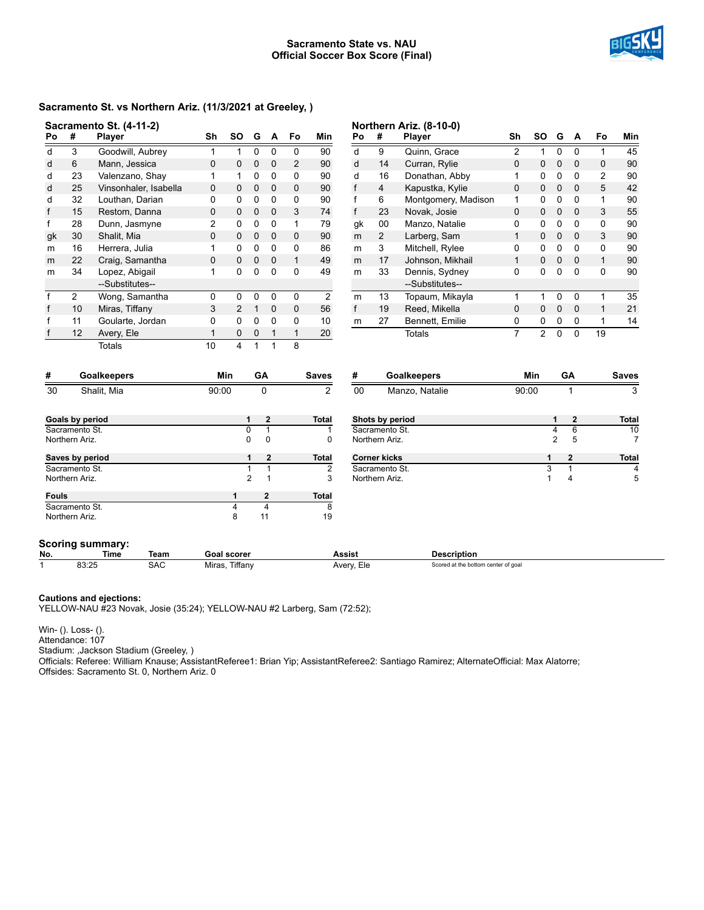# Sacramento State vs. NAU
## Official Soccer Box Score (Final)

### Sacramento St. vs Northern Ariz. (11/3/2021 at Greeley, )

**Sacramento St. (4-11-2)**

| Po | # | Player | Sh | SO | G | A | Fo | Min |
|---|---|---|---|---|---|---|---|---|
| d | 3 | Goodwill, Aubrey | 1 | 1 | 0 | 0 | 0 | 90 |
| d | 6 | Mann, Jessica | 0 | 0 | 0 | 0 | 2 | 90 |
| d | 23 | Valenzano, Shay | 1 | 1 | 0 | 0 | 0 | 90 |
| d | 25 | Vinsonhaler, Isabella | 0 | 0 | 0 | 0 | 0 | 90 |
| d | 32 | Louthan, Darian | 0 | 0 | 0 | 0 | 0 | 90 |
| f | 15 | Restom, Danna | 0 | 0 | 0 | 0 | 3 | 74 |
| f | 28 | Dunn, Jasmyne | 2 | 0 | 0 | 0 | 1 | 79 |
| gk | 30 | Shalit, Mia | 0 | 0 | 0 | 0 | 0 | 90 |
| m | 16 | Herrera, Julia | 1 | 0 | 0 | 0 | 0 | 86 |
| m | 22 | Craig, Samantha | 0 | 0 | 0 | 0 | 1 | 49 |
| m | 34 | Lopez, Abigail | 1 | 0 | 0 | 0 | 0 | 49 |
| | | --Substitutes-- | | | | | | |
| f | 2 | Wong, Samantha | 0 | 0 | 0 | 0 | 0 | 2 |
| f | 10 | Miras, Tiffany | 3 | 2 | 1 | 0 | 0 | 56 |
| f | 11 | Goularte, Jordan | 0 | 0 | 0 | 0 | 0 | 10 |
| f | 12 | Avery, Ele | 1 | 0 | 0 | 1 | 1 | 20 |
| | | Totals | 10 | 4 | 1 | 1 | 8 | |

**Northern Ariz. (8-10-0)**

| Po | # | Player | Sh | SO | G | A | Fo | Min |
|---|---|---|---|---|---|---|---|---|
| d | 9 | Quinn, Grace | 2 | 1 | 0 | 0 | 1 | 45 |
| d | 14 | Curran, Rylie | 0 | 0 | 0 | 0 | 0 | 90 |
| d | 16 | Donathan, Abby | 1 | 0 | 0 | 0 | 2 | 90 |
| f | 4 | Kapustka, Kylie | 0 | 0 | 0 | 0 | 5 | 42 |
| f | 6 | Montgomery, Madison | 1 | 0 | 0 | 0 | 1 | 90 |
| f | 23 | Novak, Josie | 0 | 0 | 0 | 0 | 3 | 55 |
| gk | 00 | Manzo, Natalie | 0 | 0 | 0 | 0 | 0 | 90 |
| m | 2 | Larberg, Sam | 1 | 0 | 0 | 0 | 3 | 90 |
| m | 3 | Mitchell, Rylee | 0 | 0 | 0 | 0 | 0 | 90 |
| m | 17 | Johnson, Mikhail | 1 | 0 | 0 | 0 | 1 | 90 |
| m | 33 | Dennis, Sydney | 0 | 0 | 0 | 0 | 0 | 90 |
| | | --Substitutes-- | | | | | | |
| m | 13 | Topaum, Mikayla | 1 | 1 | 0 | 0 | 1 | 35 |
| f | 19 | Reed, Mikella | 0 | 0 | 0 | 0 | 1 | 21 |
| m | 27 | Bennett, Emilie | 0 | 0 | 0 | 0 | 1 | 14 |
| | | Totals | 7 | 2 | 0 | 0 | 19 | |

| # | Goalkeepers | Min | GA | Saves |
|---|---|---|---|---|
| 30 | Shalit, Mia | 90:00 | 0 | 2 |

| # | Goalkeepers | Min | GA | Saves |
|---|---|---|---|---|
| 00 | Manzo, Natalie | 90:00 | 1 | 3 |

| Goals by period | 1 | 2 | Total |
|---|---|---|---|
| Sacramento St. | 0 | 1 | 1 |
| Northern Ariz. | 0 | 0 | 0 |

| Shots by period | 1 | 2 | Total |
|---|---|---|---|
| Sacramento St. | 4 | 6 | 10 |
| Northern Ariz. | 2 | 5 | 7 |

| Saves by period | 1 | 2 | Total |
|---|---|---|---|
| Sacramento St. | 1 | 1 | 2 |
| Northern Ariz. | 2 | 1 | 3 |

| Corner kicks | 1 | 2 | Total |
|---|---|---|---|
| Sacramento St. | 3 | 1 | 4 |
| Northern Ariz. | 1 | 4 | 5 |

| Fouls | 1 | 2 | Total |
|---|---|---|---|
| Sacramento St. | 4 | 4 | 8 |
| Northern Ariz. | 8 | 11 | 19 |

### Scoring summary:

| No. | Time | Team | Goal scorer | Assist | Description |
|---|---|---|---|---|---|
| 1 | 83:25 | SAC | Miras, Tiffany | Avery, Ele | Scored at the bottom center of goal |

**Cautions and ejections:**
YELLOW-NAU #23 Novak, Josie (35:24); YELLOW-NAU #2 Larberg, Sam (72:52);

Win- (). Loss- ().
Attendance: 107
Stadium: ,Jackson Stadium (Greeley, )
Officials: Referee: William Knause; AssistantReferee1: Brian Yip; AssistantReferee2: Santiago Ramirez; AlternateOfficial: Max Alatorre;
Offsides: Sacramento St. 0, Northern Ariz. 0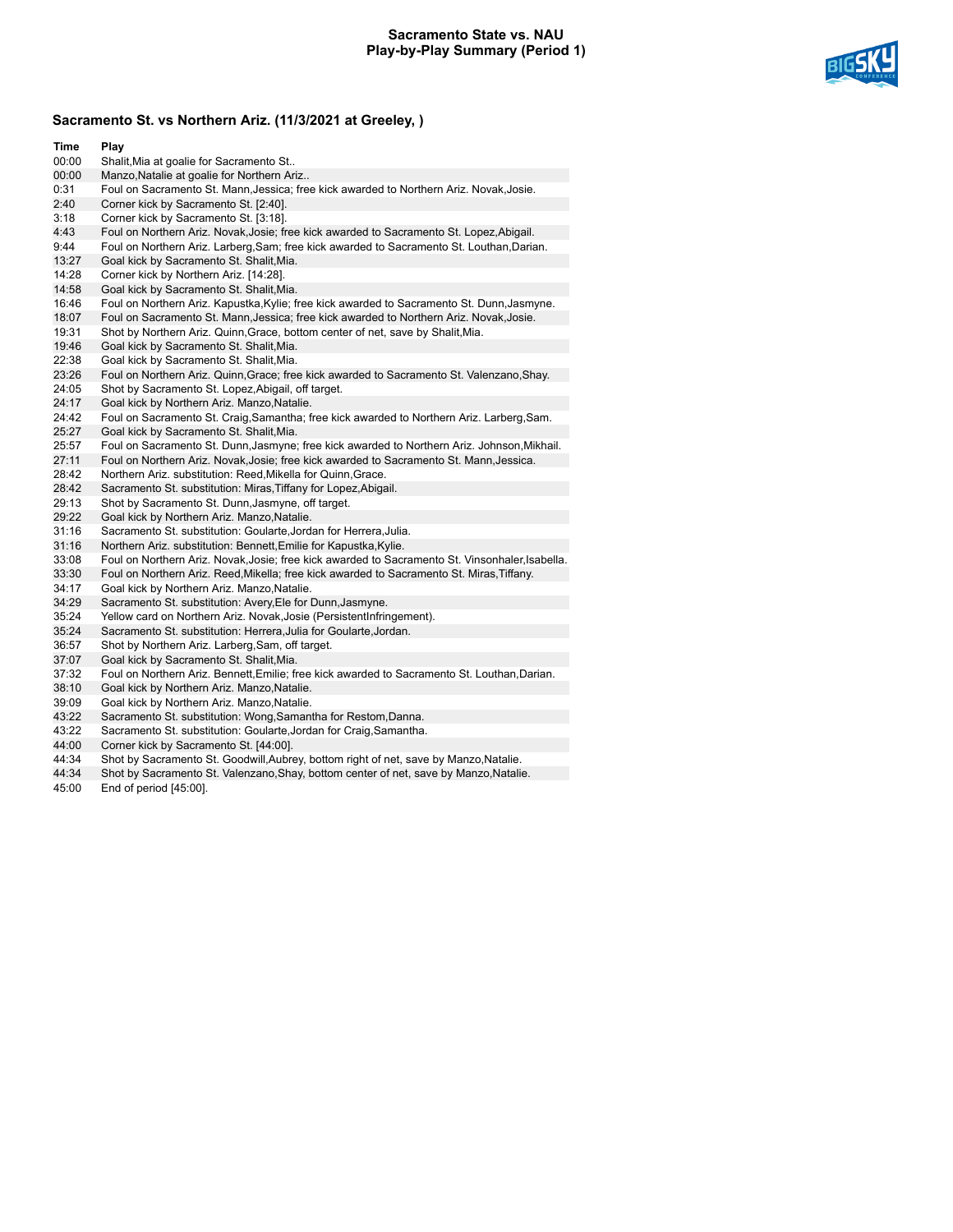## Sacramento State vs. NAU
## Play-by-Play Summary (Period 1)

### Sacramento St. vs Northern Ariz. (11/3/2021 at Greeley, )

| Time | Play |
|---|---|
| 00:00 | Shalit,Mia at goalie for Sacramento St.. |
| 00:00 | Manzo,Natalie at goalie for Northern Ariz.. |
| 0:31 | Foul on Sacramento St. Mann,Jessica; free kick awarded to Northern Ariz. Novak,Josie. |
| 2:40 | Corner kick by Sacramento St. [2:40]. |
| 3:18 | Corner kick by Sacramento St. [3:18]. |
| 4:43 | Foul on Northern Ariz. Novak,Josie; free kick awarded to Sacramento St. Lopez,Abigail. |
| 9:44 | Foul on Northern Ariz. Larberg,Sam; free kick awarded to Sacramento St. Louthan,Darian. |
| 13:27 | Goal kick by Sacramento St. Shalit,Mia. |
| 14:28 | Corner kick by Northern Ariz. [14:28]. |
| 14:58 | Goal kick by Sacramento St. Shalit,Mia. |
| 16:46 | Foul on Northern Ariz. Kapustka,Kylie; free kick awarded to Sacramento St. Dunn,Jasmyne. |
| 18:07 | Foul on Sacramento St. Mann,Jessica; free kick awarded to Northern Ariz. Novak,Josie. |
| 19:31 | Shot by Northern Ariz. Quinn,Grace, bottom center of net, save by Shalit,Mia. |
| 19:46 | Goal kick by Sacramento St. Shalit,Mia. |
| 22:38 | Goal kick by Sacramento St. Shalit,Mia. |
| 23:26 | Foul on Northern Ariz. Quinn,Grace; free kick awarded to Sacramento St. Valenzano,Shay. |
| 24:05 | Shot by Sacramento St. Lopez,Abigail, off target. |
| 24:17 | Goal kick by Northern Ariz. Manzo,Natalie. |
| 24:42 | Foul on Sacramento St. Craig,Samantha; free kick awarded to Northern Ariz. Larberg,Sam. |
| 25:27 | Goal kick by Sacramento St. Shalit,Mia. |
| 25:57 | Foul on Sacramento St. Dunn,Jasmyne; free kick awarded to Northern Ariz. Johnson,Mikhail. |
| 27:11 | Foul on Northern Ariz. Novak,Josie; free kick awarded to Sacramento St. Mann,Jessica. |
| 28:42 | Northern Ariz. substitution: Reed,Mikella for Quinn,Grace. |
| 28:42 | Sacramento St. substitution: Miras,Tiffany for Lopez,Abigail. |
| 29:13 | Shot by Sacramento St. Dunn,Jasmyne, off target. |
| 29:22 | Goal kick by Northern Ariz. Manzo,Natalie. |
| 31:16 | Sacramento St. substitution: Goularte,Jordan for Herrera,Julia. |
| 31:16 | Northern Ariz. substitution: Bennett,Emilie for Kapustka,Kylie. |
| 33:08 | Foul on Northern Ariz. Novak,Josie; free kick awarded to Sacramento St. Vinsonhaler,Isabella. |
| 33:30 | Foul on Northern Ariz. Reed,Mikella; free kick awarded to Sacramento St. Miras,Tiffany. |
| 34:17 | Goal kick by Northern Ariz. Manzo,Natalie. |
| 34:29 | Sacramento St. substitution: Avery,Ele for Dunn,Jasmyne. |
| 35:24 | Yellow card on Northern Ariz. Novak,Josie (PersistentInfringement). |
| 35:24 | Sacramento St. substitution: Herrera,Julia for Goularte,Jordan. |
| 36:57 | Shot by Northern Ariz. Larberg,Sam, off target. |
| 37:07 | Goal kick by Sacramento St. Shalit,Mia. |
| 37:32 | Foul on Northern Ariz. Bennett,Emilie; free kick awarded to Sacramento St. Louthan,Darian. |
| 38:10 | Goal kick by Northern Ariz. Manzo,Natalie. |
| 39:09 | Goal kick by Northern Ariz. Manzo,Natalie. |
| 43:22 | Sacramento St. substitution: Wong,Samantha for Restom,Danna. |
| 43:22 | Sacramento St. substitution: Goularte,Jordan for Craig,Samantha. |
| 44:00 | Corner kick by Sacramento St. [44:00]. |
| 44:34 | Shot by Sacramento St. Goodwill,Aubrey, bottom right of net, save by Manzo,Natalie. |
| 44:34 | Shot by Sacramento St. Valenzano,Shay, bottom center of net, save by Manzo,Natalie. |
| 45:00 | End of period [45:00]. |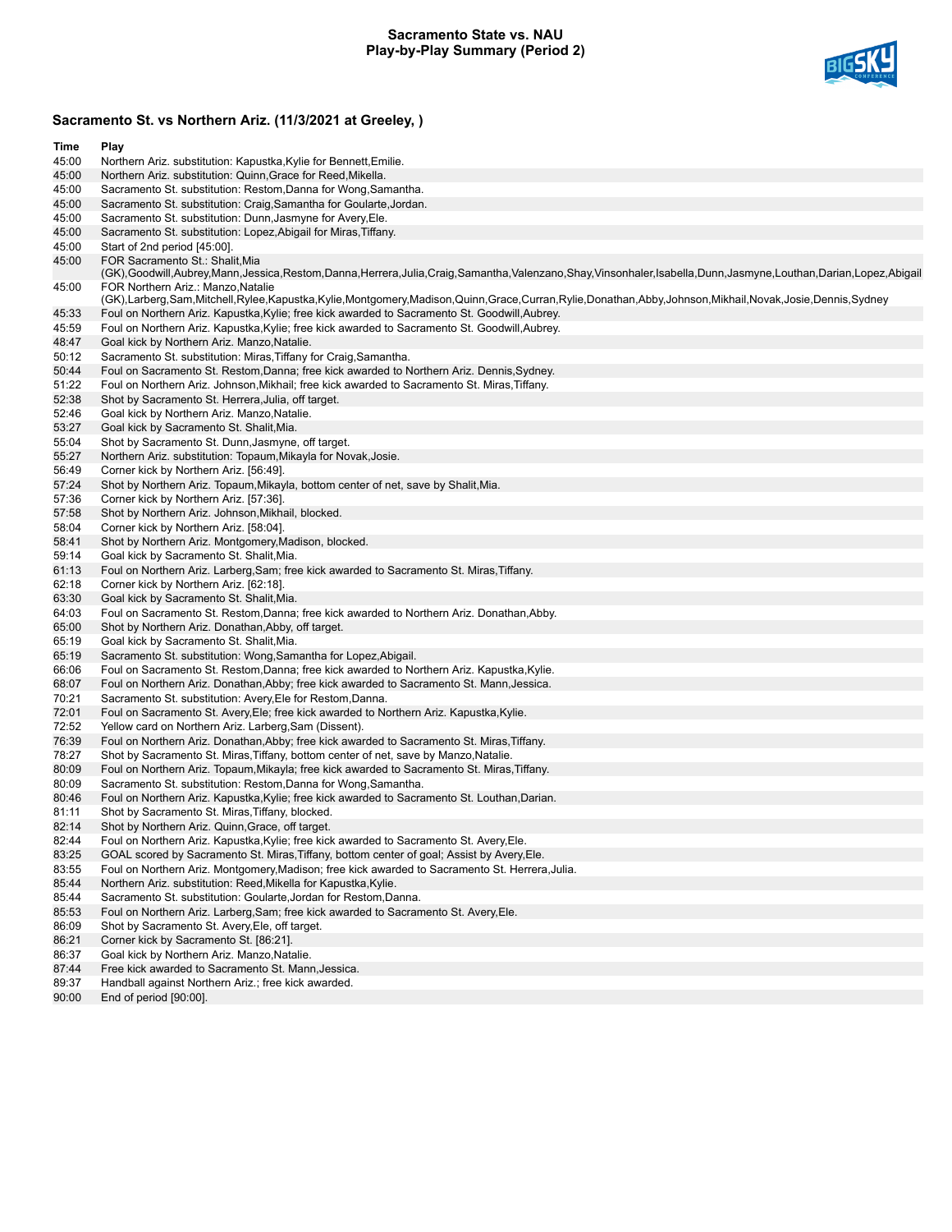# Sacramento State vs. NAU
## Play-by-Play Summary (Period 2)

### Sacramento St. vs Northern Ariz. (11/3/2021 at Greeley, )

| Time | Play |
|---|---|
| 45:00 | Northern Ariz. substitution: Kapustka,Kylie for Bennett,Emilie. |
| 45:00 | Northern Ariz. substitution: Quinn,Grace for Reed,Mikella. |
| 45:00 | Sacramento St. substitution: Restom,Danna for Wong,Samantha. |
| 45:00 | Sacramento St. substitution: Craig,Samantha for Goularte,Jordan. |
| 45:00 | Sacramento St. substitution: Dunn,Jasmyne for Avery,Ele. |
| 45:00 | Sacramento St. substitution: Lopez,Abigail for Miras,Tiffany. |
| 45:00 | Start of 2nd period [45:00]. |
| 45:00 | FOR Sacramento St.: Shalit,Mia (GK),Goodwill,Aubrey,Mann,Jessica,Restom,Danna,Herrera,Julia,Craig,Samantha,Valenzano,Shay,Vinsonhaler,Isabella,Dunn,Jasmyne,Louthan,Darian,Lopez,Abigail |
| 45:00 | FOR Northern Ariz.: Manzo,Natalie (GK),Larberg,Sam,Mitchell,Rylee,Kapustka,Kylie,Montgomery,Madison,Quinn,Grace,Curran,Rylie,Donathan,Abby,Johnson,Mikhail,Novak,Josie,Dennis,Sydney |
| 45:33 | Foul on Northern Ariz. Kapustka,Kylie; free kick awarded to Sacramento St. Goodwill,Aubrey. |
| 45:59 | Foul on Northern Ariz. Kapustka,Kylie; free kick awarded to Sacramento St. Goodwill,Aubrey. |
| 48:47 | Goal kick by Northern Ariz. Manzo,Natalie. |
| 50:12 | Sacramento St. substitution: Miras,Tiffany for Craig,Samantha. |
| 50:44 | Foul on Sacramento St. Restom,Danna; free kick awarded to Northern Ariz. Dennis,Sydney. |
| 51:22 | Foul on Northern Ariz. Johnson,Mikhail; free kick awarded to Sacramento St. Miras,Tiffany. |
| 52:38 | Shot by Sacramento St. Herrera,Julia, off target. |
| 52:46 | Goal kick by Northern Ariz. Manzo,Natalie. |
| 53:27 | Goal kick by Sacramento St. Shalit,Mia. |
| 55:04 | Shot by Sacramento St. Dunn,Jasmyne, off target. |
| 55:27 | Northern Ariz. substitution: Topaum,Mikayla for Novak,Josie. |
| 56:49 | Corner kick by Northern Ariz. [56:49]. |
| 57:24 | Shot by Northern Ariz. Topaum,Mikayla, bottom center of net, save by Shalit,Mia. |
| 57:36 | Corner kick by Northern Ariz. [57:36]. |
| 57:58 | Shot by Northern Ariz. Johnson,Mikhail, blocked. |
| 58:04 | Corner kick by Northern Ariz. [58:04]. |
| 58:41 | Shot by Northern Ariz. Montgomery,Madison, blocked. |
| 59:14 | Goal kick by Sacramento St. Shalit,Mia. |
| 61:13 | Foul on Northern Ariz. Larberg,Sam; free kick awarded to Sacramento St. Miras,Tiffany. |
| 62:18 | Corner kick by Northern Ariz. [62:18]. |
| 63:30 | Goal kick by Sacramento St. Shalit,Mia. |
| 64:03 | Foul on Sacramento St. Restom,Danna; free kick awarded to Northern Ariz. Donathan,Abby. |
| 65:00 | Shot by Northern Ariz. Donathan,Abby, off target. |
| 65:19 | Goal kick by Sacramento St. Shalit,Mia. |
| 65:19 | Sacramento St. substitution: Wong,Samantha for Lopez,Abigail. |
| 66:06 | Foul on Sacramento St. Restom,Danna; free kick awarded to Northern Ariz. Kapustka,Kylie. |
| 68:07 | Foul on Northern Ariz. Donathan,Abby; free kick awarded to Sacramento St. Mann,Jessica. |
| 70:21 | Sacramento St. substitution: Avery,Ele for Restom,Danna. |
| 72:01 | Foul on Sacramento St. Avery,Ele; free kick awarded to Northern Ariz. Kapustka,Kylie. |
| 72:52 | Yellow card on Northern Ariz. Larberg,Sam (Dissent). |
| 76:39 | Foul on Northern Ariz. Donathan,Abby; free kick awarded to Sacramento St. Miras,Tiffany. |
| 78:27 | Shot by Sacramento St. Miras,Tiffany, bottom center of net, save by Manzo,Natalie. |
| 80:09 | Foul on Northern Ariz. Topaum,Mikayla; free kick awarded to Sacramento St. Miras,Tiffany. |
| 80:09 | Sacramento St. substitution: Restom,Danna for Wong,Samantha. |
| 80:46 | Foul on Northern Ariz. Kapustka,Kylie; free kick awarded to Sacramento St. Louthan,Darian. |
| 81:11 | Shot by Sacramento St. Miras,Tiffany, blocked. |
| 82:14 | Shot by Northern Ariz. Quinn,Grace, off target. |
| 82:44 | Foul on Northern Ariz. Kapustka,Kylie; free kick awarded to Sacramento St. Avery,Ele. |
| 83:25 | GOAL scored by Sacramento St. Miras,Tiffany, bottom center of goal; Assist by Avery,Ele. |
| 83:55 | Foul on Northern Ariz. Montgomery,Madison; free kick awarded to Sacramento St. Herrera,Julia. |
| 85:44 | Northern Ariz. substitution: Reed,Mikella for Kapustka,Kylie. |
| 85:44 | Sacramento St. substitution: Goularte,Jordan for Restom,Danna. |
| 85:53 | Foul on Northern Ariz. Larberg,Sam; free kick awarded to Sacramento St. Avery,Ele. |
| 86:09 | Shot by Sacramento St. Avery,Ele, off target. |
| 86:21 | Corner kick by Sacramento St. [86:21]. |
| 86:37 | Goal kick by Northern Ariz. Manzo,Natalie. |
| 87:44 | Free kick awarded to Sacramento St. Mann,Jessica. |
| 89:37 | Handball against Northern Ariz.; free kick awarded. |
| 90:00 | End of period [90:00]. |